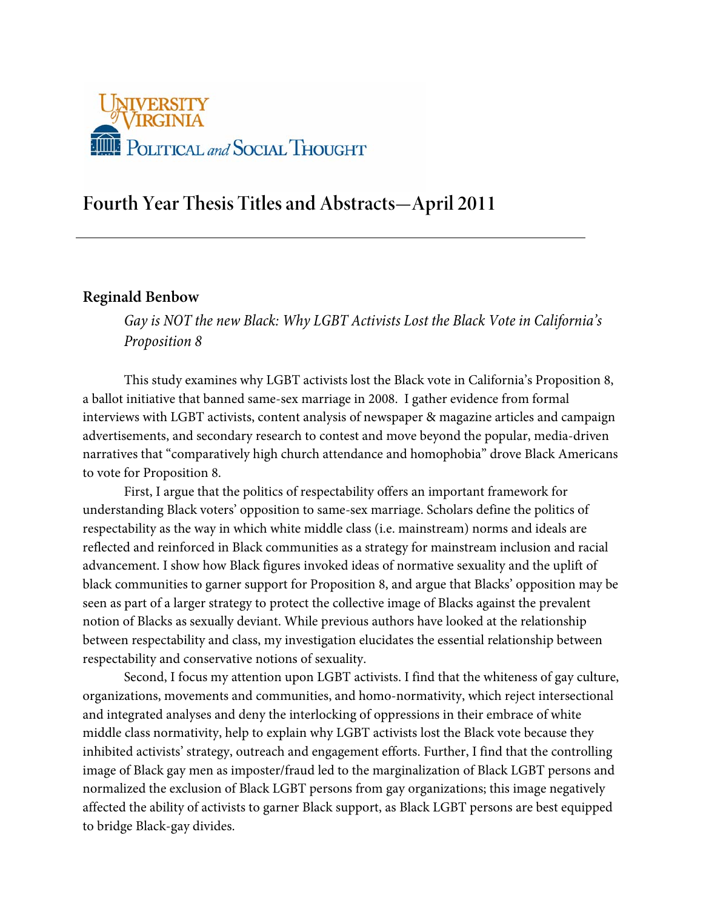University of Virginia

Political and Social Thought

# Fourth Year Thesis Titles and Abstracts—April 2011

---

## Reginald Benbow

*Gay is NOT the new Black: Why LGBT Activists Lost the Black Vote in California's Proposition 8*

This study examines why LGBT activists lost the Black vote in California's Proposition 8, a ballot initiative that banned same-sex marriage in 2008. I gather evidence from formal interviews with LGBT activists, content analysis of newspaper & magazine articles and campaign advertisements, and secondary research to contest and move beyond the popular, media-driven narratives that "comparatively high church attendance and homophobia" drove Black Americans to vote for Proposition 8.

First, I argue that the politics of respectability offers an important framework for understanding Black voters' opposition to same-sex marriage. Scholars define the politics of respectability as the way in which white middle class (i.e. mainstream) norms and ideals are reflected and reinforced in Black communities as a strategy for mainstream inclusion and racial advancement. I show how Black figures invoked ideas of normative sexuality and the uplift of black communities to garner support for Proposition 8, and argue that Blacks' opposition may be seen as part of a larger strategy to protect the collective image of Blacks against the prevalent notion of Blacks as sexually deviant. While previous authors have looked at the relationship between respectability and class, my investigation elucidates the essential relationship between respectability and conservative notions of sexuality.

Second, I focus my attention upon LGBT activists. I find that the whiteness of gay culture, organizations, movements and communities, and homo-normativity, which reject intersectional and integrated analyses and deny the interlocking of oppressions in their embrace of white middle class normativity, help to explain why LGBT activists lost the Black vote because they inhibited activists' strategy, outreach and engagement efforts. Further, I find that the controlling image of Black gay men as imposter/fraud led to the marginalization of Black LGBT persons and normalized the exclusion of Black LGBT persons from gay organizations; this image negatively affected the ability of activists to garner Black support, as Black LGBT persons are best equipped to bridge Black-gay divides.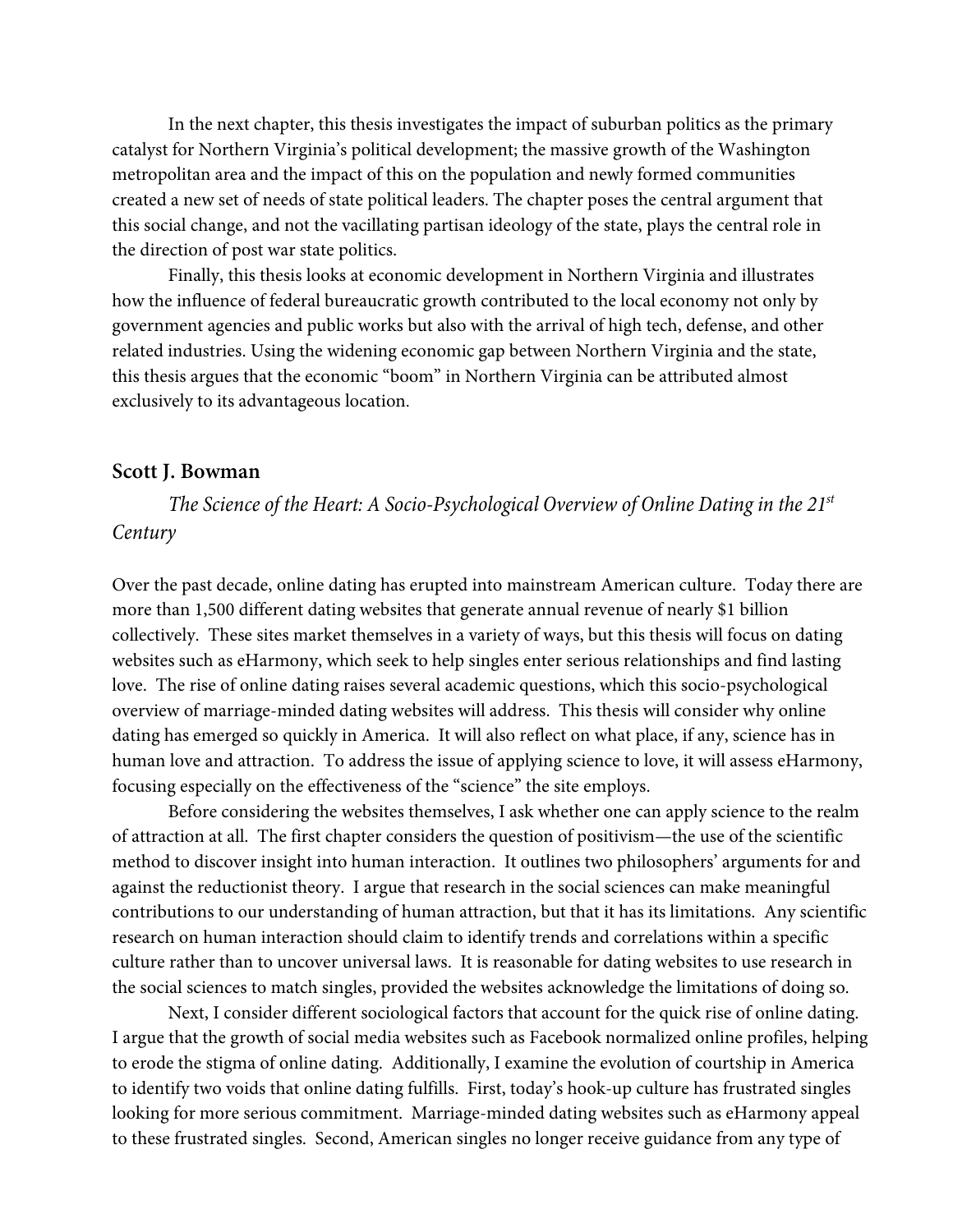In the next chapter, this thesis investigates the impact of suburban politics as the primary catalyst for Northern Virginia's political development; the massive growth of the Washington metropolitan area and the impact of this on the population and newly formed communities created a new set of needs of state political leaders. The chapter poses the central argument that this social change, and not the vacillating partisan ideology of the state, plays the central role in the direction of post war state politics.

Finally, this thesis looks at economic development in Northern Virginia and illustrates how the influence of federal bureaucratic growth contributed to the local economy not only by government agencies and public works but also with the arrival of high tech, defense, and other related industries. Using the widening economic gap between Northern Virginia and the state, this thesis argues that the economic "boom" in Northern Virginia can be attributed almost exclusively to its advantageous location.

### Scott J. Bowman

*The Science of the Heart: A Socio-Psychological Overview of Online Dating in the 21st Century*

Over the past decade, online dating has erupted into mainstream American culture. Today there are more than 1,500 different dating websites that generate annual revenue of nearly $1 billion collectively. These sites market themselves in a variety of ways, but this thesis will focus on dating websites such as eHarmony, which seek to help singles enter serious relationships and find lasting love. The rise of online dating raises several academic questions, which this socio-psychological overview of marriage-minded dating websites will address. This thesis will consider why online dating has emerged so quickly in America. It will also reflect on what place, if any, science has in human love and attraction. To address the issue of applying science to love, it will assess eHarmony, focusing especially on the effectiveness of the "science" the site employs.

Before considering the websites themselves, I ask whether one can apply science to the realm of attraction at all. The first chapter considers the question of positivism—the use of the scientific method to discover insight into human interaction. It outlines two philosophers' arguments for and against the reductionist theory. I argue that research in the social sciences can make meaningful contributions to our understanding of human attraction, but that it has its limitations. Any scientific research on human interaction should claim to identify trends and correlations within a specific culture rather than to uncover universal laws. It is reasonable for dating websites to use research in the social sciences to match singles, provided the websites acknowledge the limitations of doing so.

Next, I consider different sociological factors that account for the quick rise of online dating. I argue that the growth of social media websites such as Facebook normalized online profiles, helping to erode the stigma of online dating. Additionally, I examine the evolution of courtship in America to identify two voids that online dating fulfills. First, today's hook-up culture has frustrated singles looking for more serious commitment. Marriage-minded dating websites such as eHarmony appeal to these frustrated singles. Second, American singles no longer receive guidance from any type of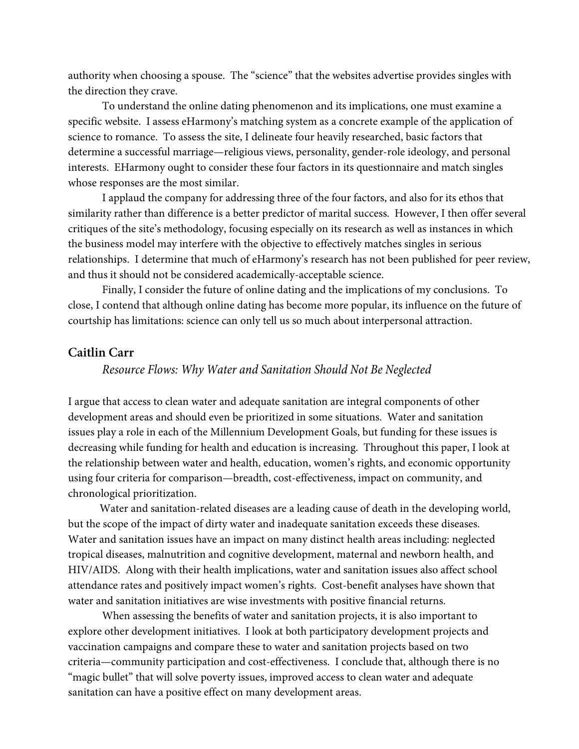authority when choosing a spouse. The "science" that the websites advertise provides singles with the direction they crave.

To understand the online dating phenomenon and its implications, one must examine a specific website. I assess eHarmony's matching system as a concrete example of the application of science to romance. To assess the site, I delineate four heavily researched, basic factors that determine a successful marriage—religious views, personality, gender-role ideology, and personal interests. EHarmony ought to consider these four factors in its questionnaire and match singles whose responses are the most similar.

I applaud the company for addressing three of the four factors, and also for its ethos that similarity rather than difference is a better predictor of marital success. However, I then offer several critiques of the site's methodology, focusing especially on its research as well as instances in which the business model may interfere with the objective to effectively matches singles in serious relationships. I determine that much of eHarmony's research has not been published for peer review, and thus it should not be considered academically-acceptable science.

Finally, I consider the future of online dating and the implications of my conclusions. To close, I contend that although online dating has become more popular, its influence on the future of courtship has limitations: science can only tell us so much about interpersonal attraction.

### Caitlin Carr

*Resource Flows: Why Water and Sanitation Should Not Be Neglected*

I argue that access to clean water and adequate sanitation are integral components of other development areas and should even be prioritized in some situations. Water and sanitation issues play a role in each of the Millennium Development Goals, but funding for these issues is decreasing while funding for health and education is increasing. Throughout this paper, I look at the relationship between water and health, education, women's rights, and economic opportunity using four criteria for comparison—breadth, cost-effectiveness, impact on community, and chronological prioritization.

Water and sanitation-related diseases are a leading cause of death in the developing world, but the scope of the impact of dirty water and inadequate sanitation exceeds these diseases. Water and sanitation issues have an impact on many distinct health areas including: neglected tropical diseases, malnutrition and cognitive development, maternal and newborn health, and HIV/AIDS. Along with their health implications, water and sanitation issues also affect school attendance rates and positively impact women's rights. Cost-benefit analyses have shown that water and sanitation initiatives are wise investments with positive financial returns.

When assessing the benefits of water and sanitation projects, it is also important to explore other development initiatives. I look at both participatory development projects and vaccination campaigns and compare these to water and sanitation projects based on two criteria—community participation and cost-effectiveness. I conclude that, although there is no "magic bullet" that will solve poverty issues, improved access to clean water and adequate sanitation can have a positive effect on many development areas.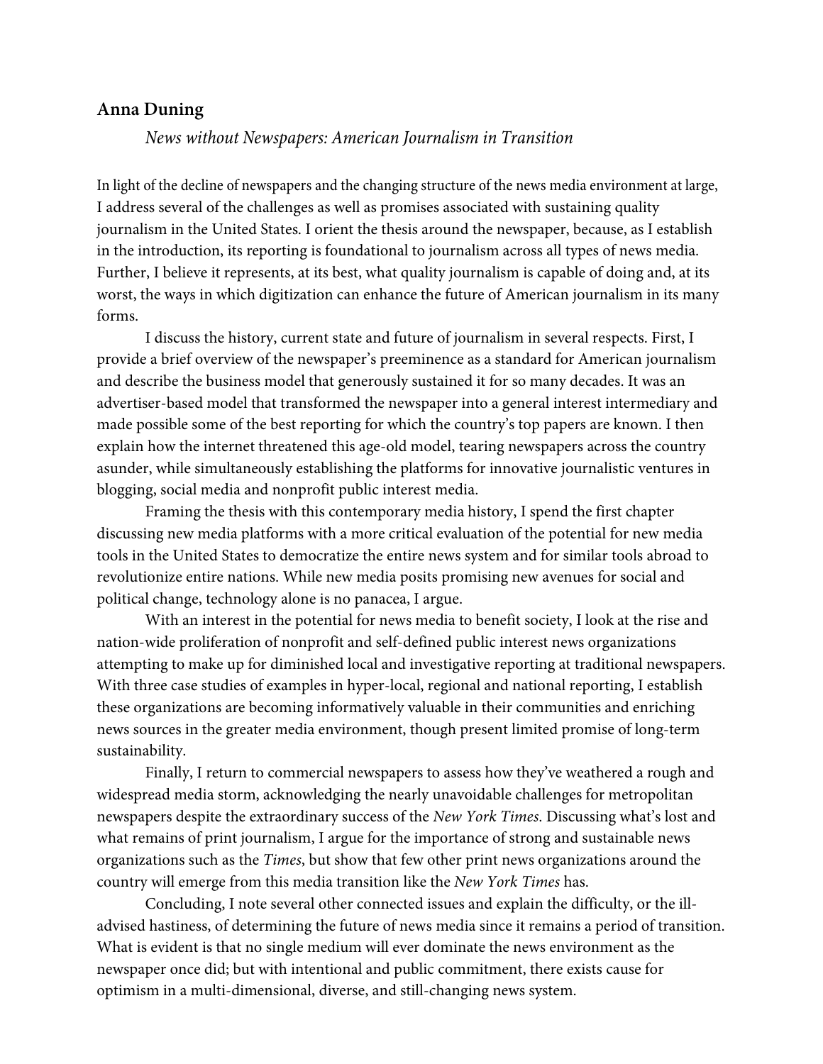**Anna Duning**

*News without Newspapers: American Journalism in Transition*

In light of the decline of newspapers and the changing structure of the news media environment at large, I address several of the challenges as well as promises associated with sustaining quality journalism in the United States. I orient the thesis around the newspaper, because, as I establish in the introduction, its reporting is foundational to journalism across all types of news media. Further, I believe it represents, at its best, what quality journalism is capable of doing and, at its worst, the ways in which digitization can enhance the future of American journalism in its many forms.

I discuss the history, current state and future of journalism in several respects. First, I provide a brief overview of the newspaper's preeminence as a standard for American journalism and describe the business model that generously sustained it for so many decades. It was an advertiser-based model that transformed the newspaper into a general interest intermediary and made possible some of the best reporting for which the country's top papers are known. I then explain how the internet threatened this age-old model, tearing newspapers across the country asunder, while simultaneously establishing the platforms for innovative journalistic ventures in blogging, social media and nonprofit public interest media.

Framing the thesis with this contemporary media history, I spend the first chapter discussing new media platforms with a more critical evaluation of the potential for new media tools in the United States to democratize the entire news system and for similar tools abroad to revolutionize entire nations. While new media posits promising new avenues for social and political change, technology alone is no panacea, I argue.

With an interest in the potential for news media to benefit society, I look at the rise and nation-wide proliferation of nonprofit and self-defined public interest news organizations attempting to make up for diminished local and investigative reporting at traditional newspapers. With three case studies of examples in hyper-local, regional and national reporting, I establish these organizations are becoming informatively valuable in their communities and enriching news sources in the greater media environment, though present limited promise of long-term sustainability.

Finally, I return to commercial newspapers to assess how they've weathered a rough and widespread media storm, acknowledging the nearly unavoidable challenges for metropolitan newspapers despite the extraordinary success of the *New York Times*. Discussing what's lost and what remains of print journalism, I argue for the importance of strong and sustainable news organizations such as the *Times*, but show that few other print news organizations around the country will emerge from this media transition like the *New York Times* has.

Concluding, I note several other connected issues and explain the difficulty, or the ill-advised hastiness, of determining the future of news media since it remains a period of transition. What is evident is that no single medium will ever dominate the news environment as the newspaper once did; but with intentional and public commitment, there exists cause for optimism in a multi-dimensional, diverse, and still-changing news system.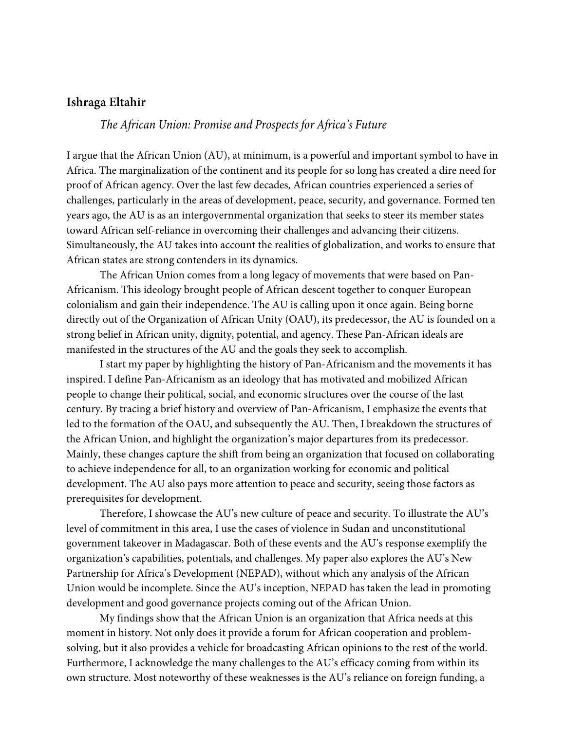**Ishraga Eltahir**

*The African Union: Promise and Prospects for Africa's Future*

I argue that the African Union (AU), at minimum, is a powerful and important symbol to have in Africa. The marginalization of the continent and its people for so long has created a dire need for proof of African agency. Over the last few decades, African countries experienced a series of challenges, particularly in the areas of development, peace, security, and governance. Formed ten years ago, the AU is as an intergovernmental organization that seeks to steer its member states toward African self-reliance in overcoming their challenges and advancing their citizens. Simultaneously, the AU takes into account the realities of globalization, and works to ensure that African states are strong contenders in its dynamics.

The African Union comes from a long legacy of movements that were based on Pan-Africanism. This ideology brought people of African descent together to conquer European colonialism and gain their independence. The AU is calling upon it once again. Being borne directly out of the Organization of African Unity (OAU), its predecessor, the AU is founded on a strong belief in African unity, dignity, potential, and agency. These Pan-African ideals are manifested in the structures of the AU and the goals they seek to accomplish.

I start my paper by highlighting the history of Pan-Africanism and the movements it has inspired. I define Pan-Africanism as an ideology that has motivated and mobilized African people to change their political, social, and economic structures over the course of the last century. By tracing a brief history and overview of Pan-Africanism, I emphasize the events that led to the formation of the OAU, and subsequently the AU. Then, I breakdown the structures of the African Union, and highlight the organization's major departures from its predecessor. Mainly, these changes capture the shift from being an organization that focused on collaborating to achieve independence for all, to an organization working for economic and political development. The AU also pays more attention to peace and security, seeing those factors as prerequisites for development.

Therefore, I showcase the AU's new culture of peace and security. To illustrate the AU's level of commitment in this area, I use the cases of violence in Sudan and unconstitutional government takeover in Madagascar. Both of these events and the AU's response exemplify the organization's capabilities, potentials, and challenges. My paper also explores the AU's New Partnership for Africa's Development (NEPAD), without which any analysis of the African Union would be incomplete. Since the AU's inception, NEPAD has taken the lead in promoting development and good governance projects coming out of the African Union.

My findings show that the African Union is an organization that Africa needs at this moment in history. Not only does it provide a forum for African cooperation and problem-solving, but it also provides a vehicle for broadcasting African opinions to the rest of the world. Furthermore, I acknowledge the many challenges to the AU's efficacy coming from within its own structure. Most noteworthy of these weaknesses is the AU's reliance on foreign funding, a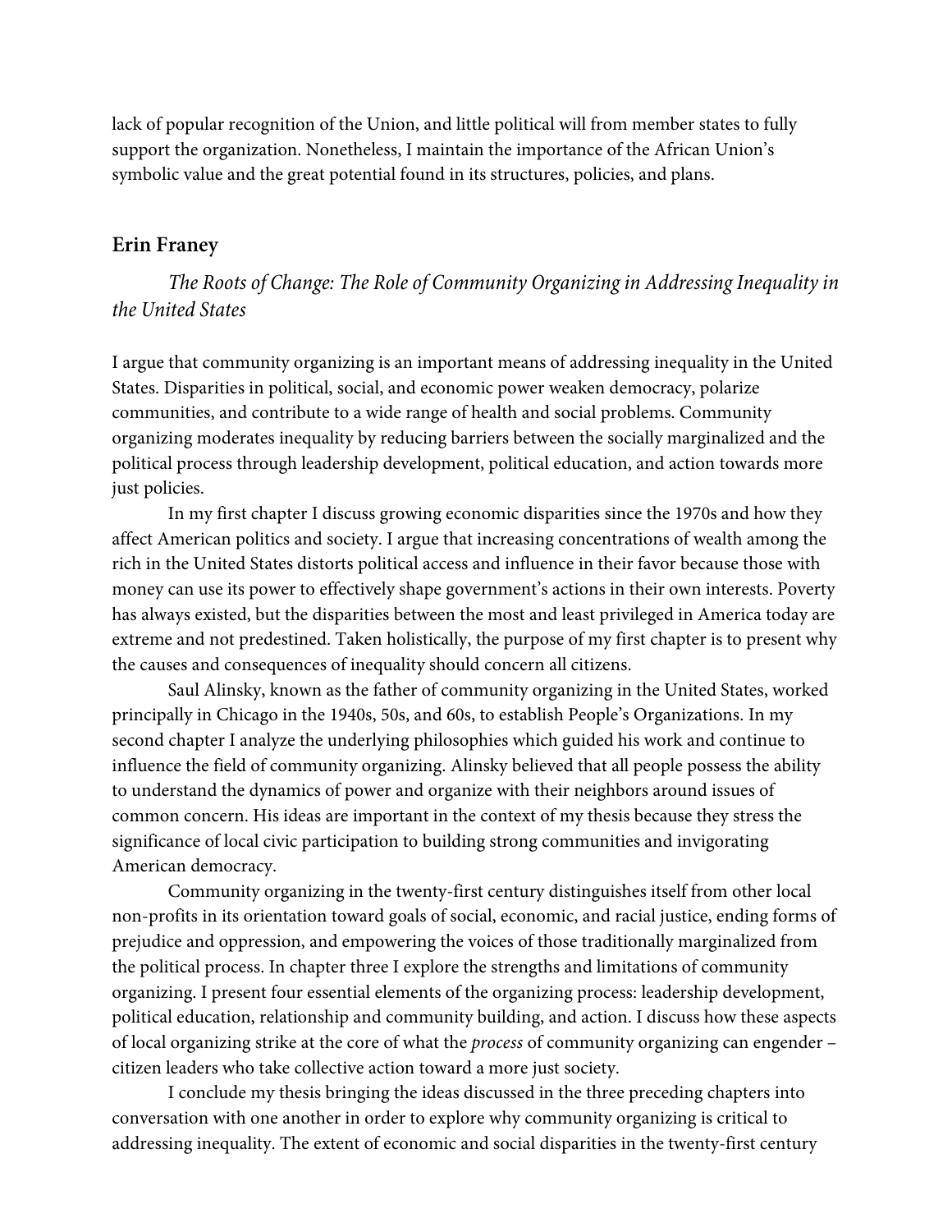lack of popular recognition of the Union, and little political will from member states to fully support the organization. Nonetheless, I maintain the importance of the African Union's symbolic value and the great potential found in its structures, policies, and plans.

### Erin Franey

*The Roots of Change: The Role of Community Organizing in Addressing Inequality in the United States*

I argue that community organizing is an important means of addressing inequality in the United States. Disparities in political, social, and economic power weaken democracy, polarize communities, and contribute to a wide range of health and social problems. Community organizing moderates inequality by reducing barriers between the socially marginalized and the political process through leadership development, political education, and action towards more just policies.

In my first chapter I discuss growing economic disparities since the 1970s and how they affect American politics and society. I argue that increasing concentrations of wealth among the rich in the United States distorts political access and influence in their favor because those with money can use its power to effectively shape government's actions in their own interests. Poverty has always existed, but the disparities between the most and least privileged in America today are extreme and not predestined. Taken holistically, the purpose of my first chapter is to present why the causes and consequences of inequality should concern all citizens.

Saul Alinsky, known as the father of community organizing in the United States, worked principally in Chicago in the 1940s, 50s, and 60s, to establish People's Organizations. In my second chapter I analyze the underlying philosophies which guided his work and continue to influence the field of community organizing. Alinsky believed that all people possess the ability to understand the dynamics of power and organize with their neighbors around issues of common concern. His ideas are important in the context of my thesis because they stress the significance of local civic participation to building strong communities and invigorating American democracy.

Community organizing in the twenty-first century distinguishes itself from other local non-profits in its orientation toward goals of social, economic, and racial justice, ending forms of prejudice and oppression, and empowering the voices of those traditionally marginalized from the political process. In chapter three I explore the strengths and limitations of community organizing. I present four essential elements of the organizing process: leadership development, political education, relationship and community building, and action. I discuss how these aspects of local organizing strike at the core of what the *process* of community organizing can engender – citizen leaders who take collective action toward a more just society.

I conclude my thesis bringing the ideas discussed in the three preceding chapters into conversation with one another in order to explore why community organizing is critical to addressing inequality. The extent of economic and social disparities in the twenty-first century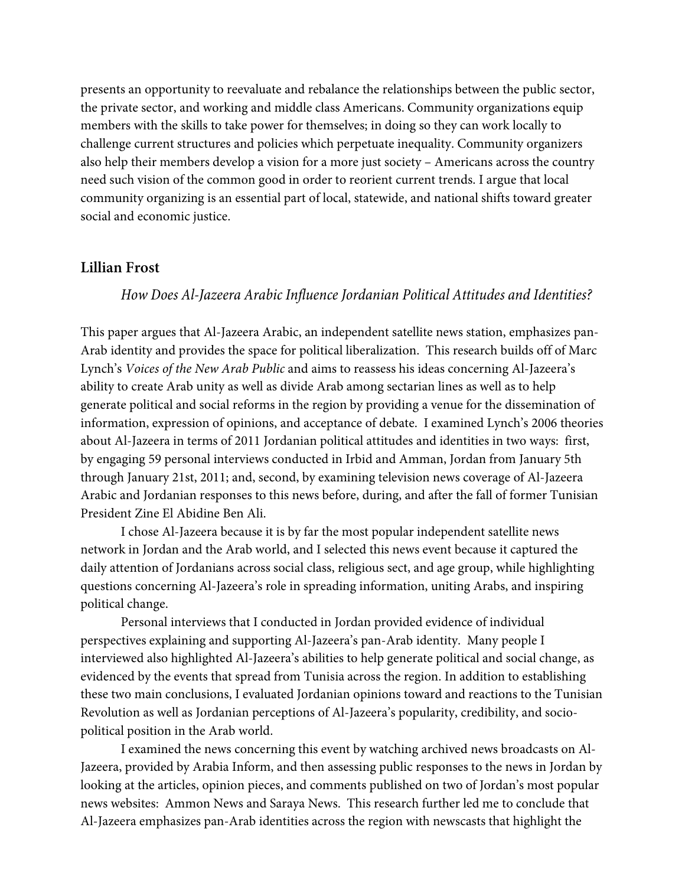presents an opportunity to reevaluate and rebalance the relationships between the public sector, the private sector, and working and middle class Americans. Community organizations equip members with the skills to take power for themselves; in doing so they can work locally to challenge current structures and policies which perpetuate inequality. Community organizers also help their members develop a vision for a more just society – Americans across the country need such vision of the common good in order to reorient current trends. I argue that local community organizing is an essential part of local, statewide, and national shifts toward greater social and economic justice.

### Lillian Frost

*How Does Al-Jazeera Arabic Influence Jordanian Political Attitudes and Identities?*

This paper argues that Al-Jazeera Arabic, an independent satellite news station, emphasizes pan-Arab identity and provides the space for political liberalization. This research builds off of Marc Lynch's *Voices of the New Arab Public* and aims to reassess his ideas concerning Al-Jazeera's ability to create Arab unity as well as divide Arab among sectarian lines as well as to help generate political and social reforms in the region by providing a venue for the dissemination of information, expression of opinions, and acceptance of debate. I examined Lynch's 2006 theories about Al-Jazeera in terms of 2011 Jordanian political attitudes and identities in two ways: first, by engaging 59 personal interviews conducted in Irbid and Amman, Jordan from January 5th through January 21st, 2011; and, second, by examining television news coverage of Al-Jazeera Arabic and Jordanian responses to this news before, during, and after the fall of former Tunisian President Zine El Abidine Ben Ali.

I chose Al-Jazeera because it is by far the most popular independent satellite news network in Jordan and the Arab world, and I selected this news event because it captured the daily attention of Jordanians across social class, religious sect, and age group, while highlighting questions concerning Al-Jazeera's role in spreading information, uniting Arabs, and inspiring political change.

Personal interviews that I conducted in Jordan provided evidence of individual perspectives explaining and supporting Al-Jazeera's pan-Arab identity. Many people I interviewed also highlighted Al-Jazeera's abilities to help generate political and social change, as evidenced by the events that spread from Tunisia across the region. In addition to establishing these two main conclusions, I evaluated Jordanian opinions toward and reactions to the Tunisian Revolution as well as Jordanian perceptions of Al-Jazeera's popularity, credibility, and socio-political position in the Arab world.

I examined the news concerning this event by watching archived news broadcasts on Al-Jazeera, provided by Arabia Inform, and then assessing public responses to the news in Jordan by looking at the articles, opinion pieces, and comments published on two of Jordan's most popular news websites: Ammon News and Saraya News. This research further led me to conclude that Al-Jazeera emphasizes pan-Arab identities across the region with newscasts that highlight the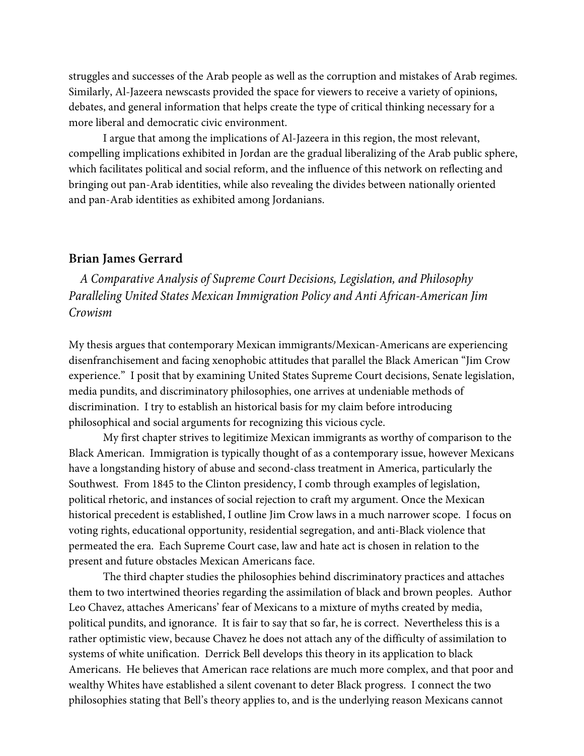struggles and successes of the Arab people as well as the corruption and mistakes of Arab regimes. Similarly, Al-Jazeera newscasts provided the space for viewers to receive a variety of opinions, debates, and general information that helps create the type of critical thinking necessary for a more liberal and democratic civic environment.

I argue that among the implications of Al-Jazeera in this region, the most relevant, compelling implications exhibited in Jordan are the gradual liberalizing of the Arab public sphere, which facilitates political and social reform, and the influence of this network on reflecting and bringing out pan-Arab identities, while also revealing the divides between nationally oriented and pan-Arab identities as exhibited among Jordanians.

### Brian James Gerrard

*A Comparative Analysis of Supreme Court Decisions, Legislation, and Philosophy Paralleling United States Mexican Immigration Policy and Anti African-American Jim Crowism*

My thesis argues that contemporary Mexican immigrants/Mexican-Americans are experiencing disenfranchisement and facing xenophobic attitudes that parallel the Black American "Jim Crow experience." I posit that by examining United States Supreme Court decisions, Senate legislation, media pundits, and discriminatory philosophies, one arrives at undeniable methods of discrimination. I try to establish an historical basis for my claim before introducing philosophical and social arguments for recognizing this vicious cycle.

My first chapter strives to legitimize Mexican immigrants as worthy of comparison to the Black American. Immigration is typically thought of as a contemporary issue, however Mexicans have a longstanding history of abuse and second-class treatment in America, particularly the Southwest. From 1845 to the Clinton presidency, I comb through examples of legislation, political rhetoric, and instances of social rejection to craft my argument. Once the Mexican historical precedent is established, I outline Jim Crow laws in a much narrower scope. I focus on voting rights, educational opportunity, residential segregation, and anti-Black violence that permeated the era. Each Supreme Court case, law and hate act is chosen in relation to the present and future obstacles Mexican Americans face.

The third chapter studies the philosophies behind discriminatory practices and attaches them to two intertwined theories regarding the assimilation of black and brown peoples. Author Leo Chavez, attaches Americans' fear of Mexicans to a mixture of myths created by media, political pundits, and ignorance. It is fair to say that so far, he is correct. Nevertheless this is a rather optimistic view, because Chavez he does not attach any of the difficulty of assimilation to systems of white unification. Derrick Bell develops this theory in its application to black Americans. He believes that American race relations are much more complex, and that poor and wealthy Whites have established a silent covenant to deter Black progress. I connect the two philosophies stating that Bell's theory applies to, and is the underlying reason Mexicans cannot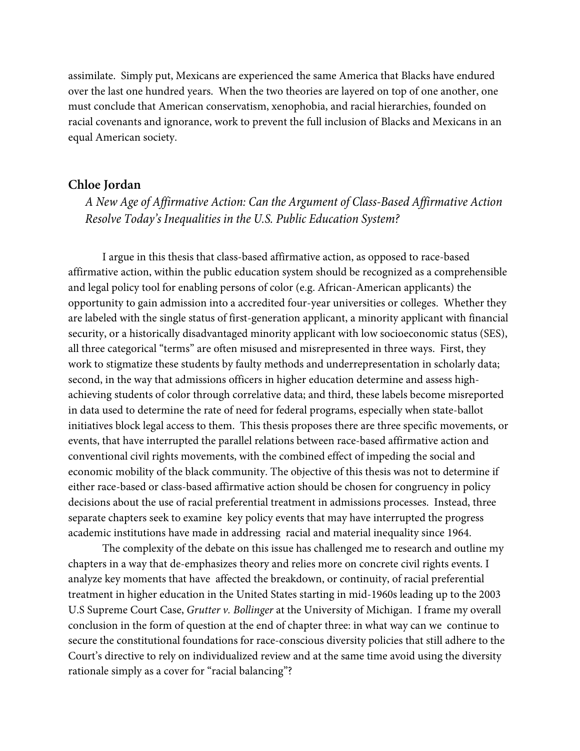assimilate. Simply put, Mexicans are experienced the same America that Blacks have endured over the last one hundred years. When the two theories are layered on top of one another, one must conclude that American conservatism, xenophobia, and racial hierarchies, founded on racial covenants and ignorance, work to prevent the full inclusion of Blacks and Mexicans in an equal American society.

### Chloe Jordan

*A New Age of Affirmative Action: Can the Argument of Class-Based Affirmative Action Resolve Today's Inequalities in the U.S. Public Education System?*

I argue in this thesis that class-based affirmative action, as opposed to race-based affirmative action, within the public education system should be recognized as a comprehensible and legal policy tool for enabling persons of color (e.g. African-American applicants) the opportunity to gain admission into a accredited four-year universities or colleges. Whether they are labeled with the single status of first-generation applicant, a minority applicant with financial security, or a historically disadvantaged minority applicant with low socioeconomic status (SES), all three categorical "terms" are often misused and misrepresented in three ways. First, they work to stigmatize these students by faulty methods and underrepresentation in scholarly data; second, in the way that admissions officers in higher education determine and assess high-achieving students of color through correlative data; and third, these labels become misreported in data used to determine the rate of need for federal programs, especially when state-ballot initiatives block legal access to them. This thesis proposes there are three specific movements, or events, that have interrupted the parallel relations between race-based affirmative action and conventional civil rights movements, with the combined effect of impeding the social and economic mobility of the black community. The objective of this thesis was not to determine if either race-based or class-based affirmative action should be chosen for congruency in policy decisions about the use of racial preferential treatment in admissions processes. Instead, three separate chapters seek to examine key policy events that may have interrupted the progress academic institutions have made in addressing racial and material inequality since 1964.

The complexity of the debate on this issue has challenged me to research and outline my chapters in a way that de-emphasizes theory and relies more on concrete civil rights events. I analyze key moments that have affected the breakdown, or continuity, of racial preferential treatment in higher education in the United States starting in mid-1960s leading up to the 2003 U.S Supreme Court Case, *Grutter v. Bollinger* at the University of Michigan. I frame my overall conclusion in the form of question at the end of chapter three: in what way can we continue to secure the constitutional foundations for race-conscious diversity policies that still adhere to the Court's directive to rely on individualized review and at the same time avoid using the diversity rationale simply as a cover for "racial balancing"?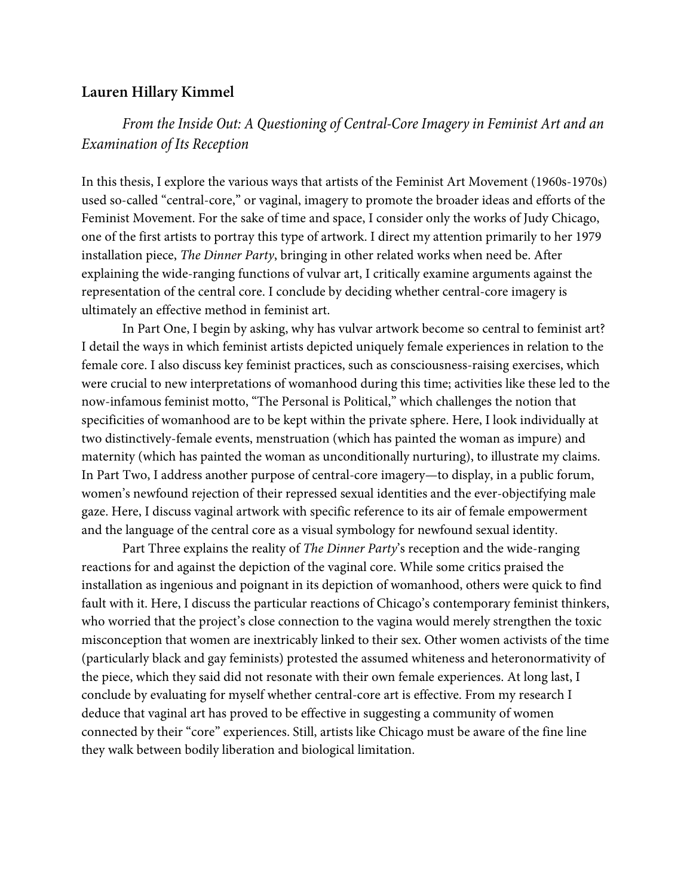**Lauren Hillary Kimmel**

*From the Inside Out: A Questioning of Central-Core Imagery in Feminist Art and an Examination of Its Reception*

In this thesis, I explore the various ways that artists of the Feminist Art Movement (1960s-1970s) used so-called "central-core," or vaginal, imagery to promote the broader ideas and efforts of the Feminist Movement. For the sake of time and space, I consider only the works of Judy Chicago, one of the first artists to portray this type of artwork. I direct my attention primarily to her 1979 installation piece, *The Dinner Party*, bringing in other related works when need be. After explaining the wide-ranging functions of vulvar art, I critically examine arguments against the representation of the central core. I conclude by deciding whether central-core imagery is ultimately an effective method in feminist art.

In Part One, I begin by asking, why has vulvar artwork become so central to feminist art? I detail the ways in which feminist artists depicted uniquely female experiences in relation to the female core. I also discuss key feminist practices, such as consciousness-raising exercises, which were crucial to new interpretations of womanhood during this time; activities like these led to the now-infamous feminist motto, "The Personal is Political," which challenges the notion that specificities of womanhood are to be kept within the private sphere. Here, I look individually at two distinctively-female events, menstruation (which has painted the woman as impure) and maternity (which has painted the woman as unconditionally nurturing), to illustrate my claims. In Part Two, I address another purpose of central-core imagery—to display, in a public forum, women's newfound rejection of their repressed sexual identities and the ever-objectifying male gaze. Here, I discuss vaginal artwork with specific reference to its air of female empowerment and the language of the central core as a visual symbology for newfound sexual identity.

Part Three explains the reality of *The Dinner Party*'s reception and the wide-ranging reactions for and against the depiction of the vaginal core. While some critics praised the installation as ingenious and poignant in its depiction of womanhood, others were quick to find fault with it. Here, I discuss the particular reactions of Chicago's contemporary feminist thinkers, who worried that the project's close connection to the vagina would merely strengthen the toxic misconception that women are inextricably linked to their sex. Other women activists of the time (particularly black and gay feminists) protested the assumed whiteness and heteronormativity of the piece, which they said did not resonate with their own female experiences. At long last, I conclude by evaluating for myself whether central-core art is effective. From my research I deduce that vaginal art has proved to be effective in suggesting a community of women connected by their "core" experiences. Still, artists like Chicago must be aware of the fine line they walk between bodily liberation and biological limitation.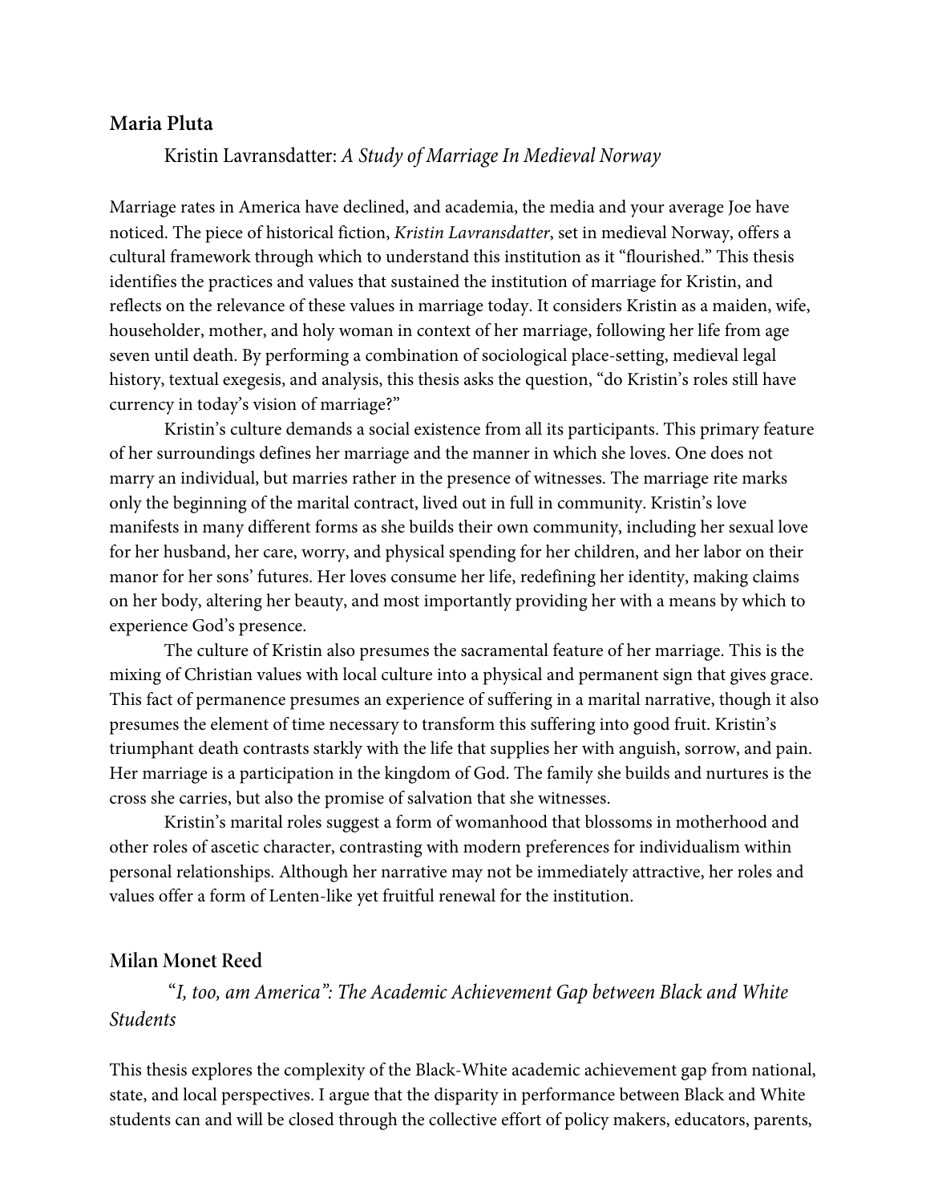## Maria Pluta

### Kristin Lavransdatter: *A Study of Marriage In Medieval Norway*

Marriage rates in America have declined, and academia, the media and your average Joe have noticed. The piece of historical fiction, *Kristin Lavransdatter*, set in medieval Norway, offers a cultural framework through which to understand this institution as it "flourished." This thesis identifies the practices and values that sustained the institution of marriage for Kristin, and reflects on the relevance of these values in marriage today. It considers Kristin as a maiden, wife, householder, mother, and holy woman in context of her marriage, following her life from age seven until death. By performing a combination of sociological place-setting, medieval legal history, textual exegesis, and analysis, this thesis asks the question, "do Kristin's roles still have currency in today's vision of marriage?"

Kristin's culture demands a social existence from all its participants. This primary feature of her surroundings defines her marriage and the manner in which she loves. One does not marry an individual, but marries rather in the presence of witnesses. The marriage rite marks only the beginning of the marital contract, lived out in full in community. Kristin's love manifests in many different forms as she builds their own community, including her sexual love for her husband, her care, worry, and physical spending for her children, and her labor on their manor for her sons' futures. Her loves consume her life, redefining her identity, making claims on her body, altering her beauty, and most importantly providing her with a means by which to experience God's presence.

The culture of Kristin also presumes the sacramental feature of her marriage. This is the mixing of Christian values with local culture into a physical and permanent sign that gives grace. This fact of permanence presumes an experience of suffering in a marital narrative, though it also presumes the element of time necessary to transform this suffering into good fruit. Kristin's triumphant death contrasts starkly with the life that supplies her with anguish, sorrow, and pain. Her marriage is a participation in the kingdom of God. The family she builds and nurtures is the cross she carries, but also the promise of salvation that she witnesses.

Kristin's marital roles suggest a form of womanhood that blossoms in motherhood and other roles of ascetic character, contrasting with modern preferences for individualism within personal relationships. Although her narrative may not be immediately attractive, her roles and values offer a form of Lenten-like yet fruitful renewal for the institution.

## Milan Monet Reed

### *"I, too, am America": The Academic Achievement Gap between Black and White Students*

This thesis explores the complexity of the Black-White academic achievement gap from national, state, and local perspectives. I argue that the disparity in performance between Black and White students can and will be closed through the collective effort of policy makers, educators, parents,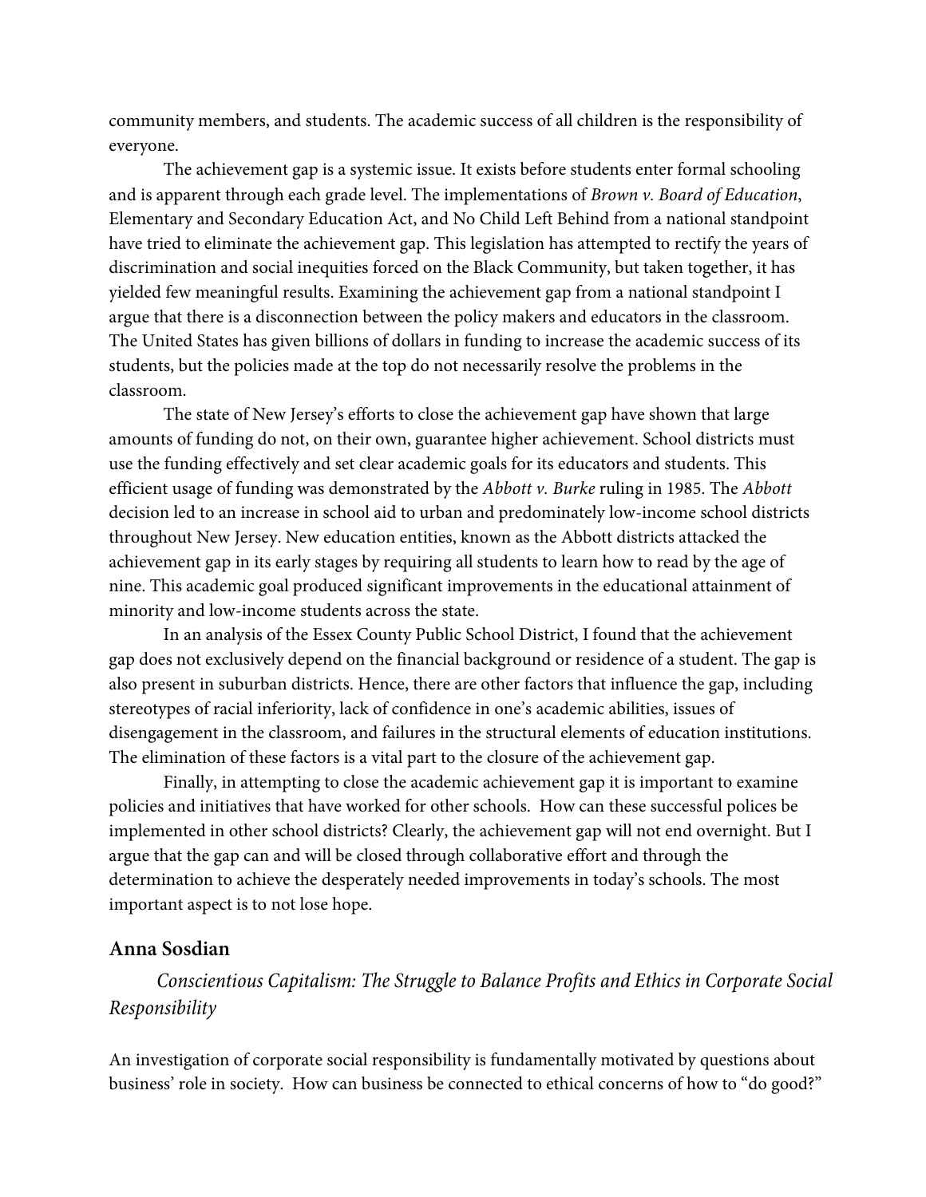community members, and students. The academic success of all children is the responsibility of everyone.

The achievement gap is a systemic issue. It exists before students enter formal schooling and is apparent through each grade level. The implementations of *Brown v. Board of Education*, Elementary and Secondary Education Act, and No Child Left Behind from a national standpoint have tried to eliminate the achievement gap. This legislation has attempted to rectify the years of discrimination and social inequities forced on the Black Community, but taken together, it has yielded few meaningful results. Examining the achievement gap from a national standpoint I argue that there is a disconnection between the policy makers and educators in the classroom. The United States has given billions of dollars in funding to increase the academic success of its students, but the policies made at the top do not necessarily resolve the problems in the classroom.

The state of New Jersey's efforts to close the achievement gap have shown that large amounts of funding do not, on their own, guarantee higher achievement. School districts must use the funding effectively and set clear academic goals for its educators and students. This efficient usage of funding was demonstrated by the *Abbott v. Burke* ruling in 1985. The *Abbott* decision led to an increase in school aid to urban and predominately low-income school districts throughout New Jersey. New education entities, known as the Abbott districts attacked the achievement gap in its early stages by requiring all students to learn how to read by the age of nine. This academic goal produced significant improvements in the educational attainment of minority and low-income students across the state.

In an analysis of the Essex County Public School District, I found that the achievement gap does not exclusively depend on the financial background or residence of a student. The gap is also present in suburban districts. Hence, there are other factors that influence the gap, including stereotypes of racial inferiority, lack of confidence in one's academic abilities, issues of disengagement in the classroom, and failures in the structural elements of education institutions. The elimination of these factors is a vital part to the closure of the achievement gap.

Finally, in attempting to close the academic achievement gap it is important to examine policies and initiatives that have worked for other schools. How can these successful polices be implemented in other school districts? Clearly, the achievement gap will not end overnight. But I argue that the gap can and will be closed through collaborative effort and through the determination to achieve the desperately needed improvements in today's schools. The most important aspect is to not lose hope.

### Anna Sosdian

*Conscientious Capitalism: The Struggle to Balance Profits and Ethics in Corporate Social Responsibility*

An investigation of corporate social responsibility is fundamentally motivated by questions about business' role in society. How can business be connected to ethical concerns of how to "do good?"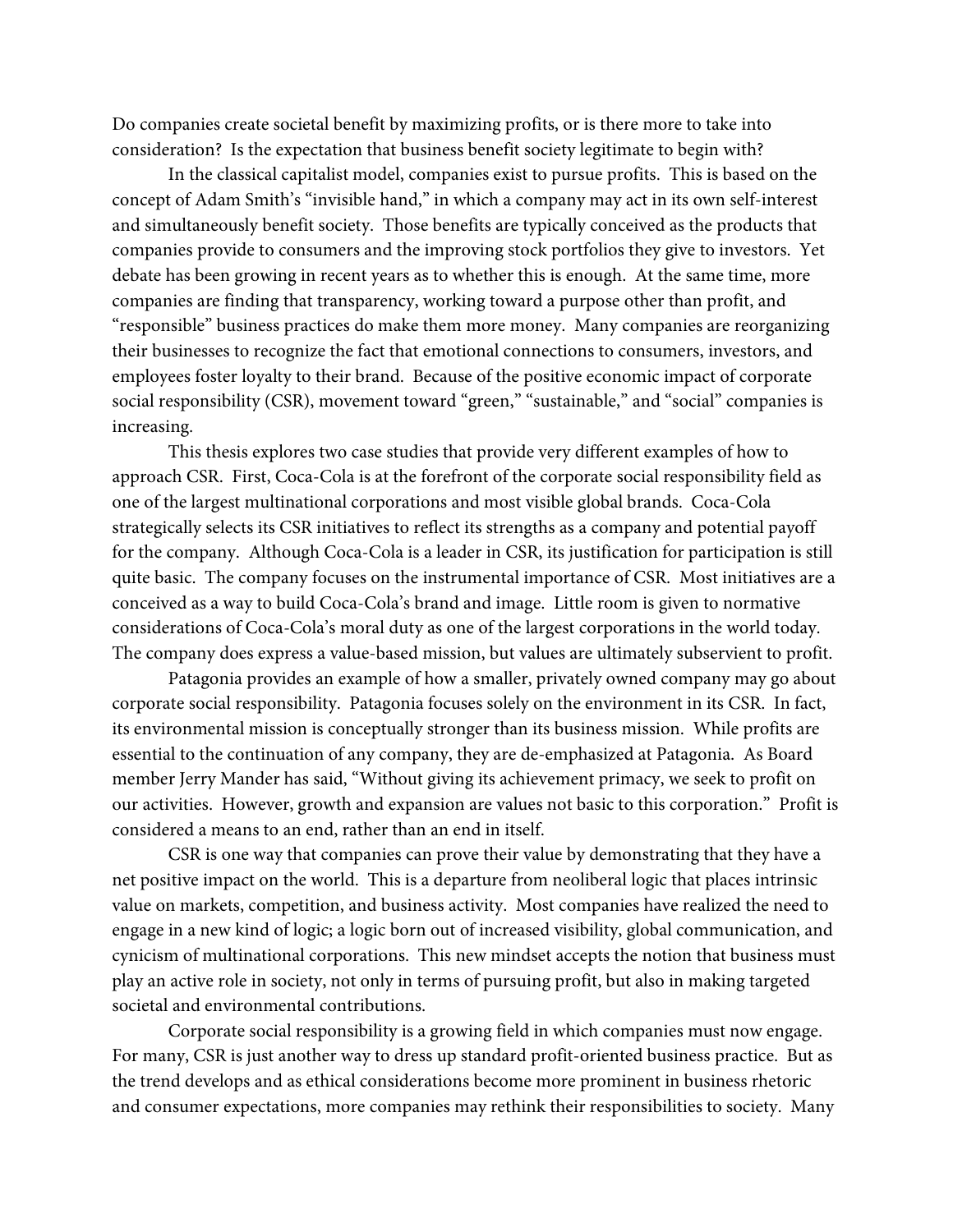Do companies create societal benefit by maximizing profits, or is there more to take into consideration? Is the expectation that business benefit society legitimate to begin with?

In the classical capitalist model, companies exist to pursue profits. This is based on the concept of Adam Smith's "invisible hand," in which a company may act in its own self-interest and simultaneously benefit society. Those benefits are typically conceived as the products that companies provide to consumers and the improving stock portfolios they give to investors. Yet debate has been growing in recent years as to whether this is enough. At the same time, more companies are finding that transparency, working toward a purpose other than profit, and "responsible" business practices do make them more money. Many companies are reorganizing their businesses to recognize the fact that emotional connections to consumers, investors, and employees foster loyalty to their brand. Because of the positive economic impact of corporate social responsibility (CSR), movement toward "green," "sustainable," and "social" companies is increasing.

This thesis explores two case studies that provide very different examples of how to approach CSR. First, Coca-Cola is at the forefront of the corporate social responsibility field as one of the largest multinational corporations and most visible global brands. Coca-Cola strategically selects its CSR initiatives to reflect its strengths as a company and potential payoff for the company. Although Coca-Cola is a leader in CSR, its justification for participation is still quite basic. The company focuses on the instrumental importance of CSR. Most initiatives are a conceived as a way to build Coca-Cola's brand and image. Little room is given to normative considerations of Coca-Cola's moral duty as one of the largest corporations in the world today. The company does express a value-based mission, but values are ultimately subservient to profit.

Patagonia provides an example of how a smaller, privately owned company may go about corporate social responsibility. Patagonia focuses solely on the environment in its CSR. In fact, its environmental mission is conceptually stronger than its business mission. While profits are essential to the continuation of any company, they are de-emphasized at Patagonia. As Board member Jerry Mander has said, "Without giving its achievement primacy, we seek to profit on our activities. However, growth and expansion are values not basic to this corporation." Profit is considered a means to an end, rather than an end in itself.

CSR is one way that companies can prove their value by demonstrating that they have a net positive impact on the world. This is a departure from neoliberal logic that places intrinsic value on markets, competition, and business activity. Most companies have realized the need to engage in a new kind of logic; a logic born out of increased visibility, global communication, and cynicism of multinational corporations. This new mindset accepts the notion that business must play an active role in society, not only in terms of pursuing profit, but also in making targeted societal and environmental contributions.

Corporate social responsibility is a growing field in which companies must now engage. For many, CSR is just another way to dress up standard profit-oriented business practice. But as the trend develops and as ethical considerations become more prominent in business rhetoric and consumer expectations, more companies may rethink their responsibilities to society. Many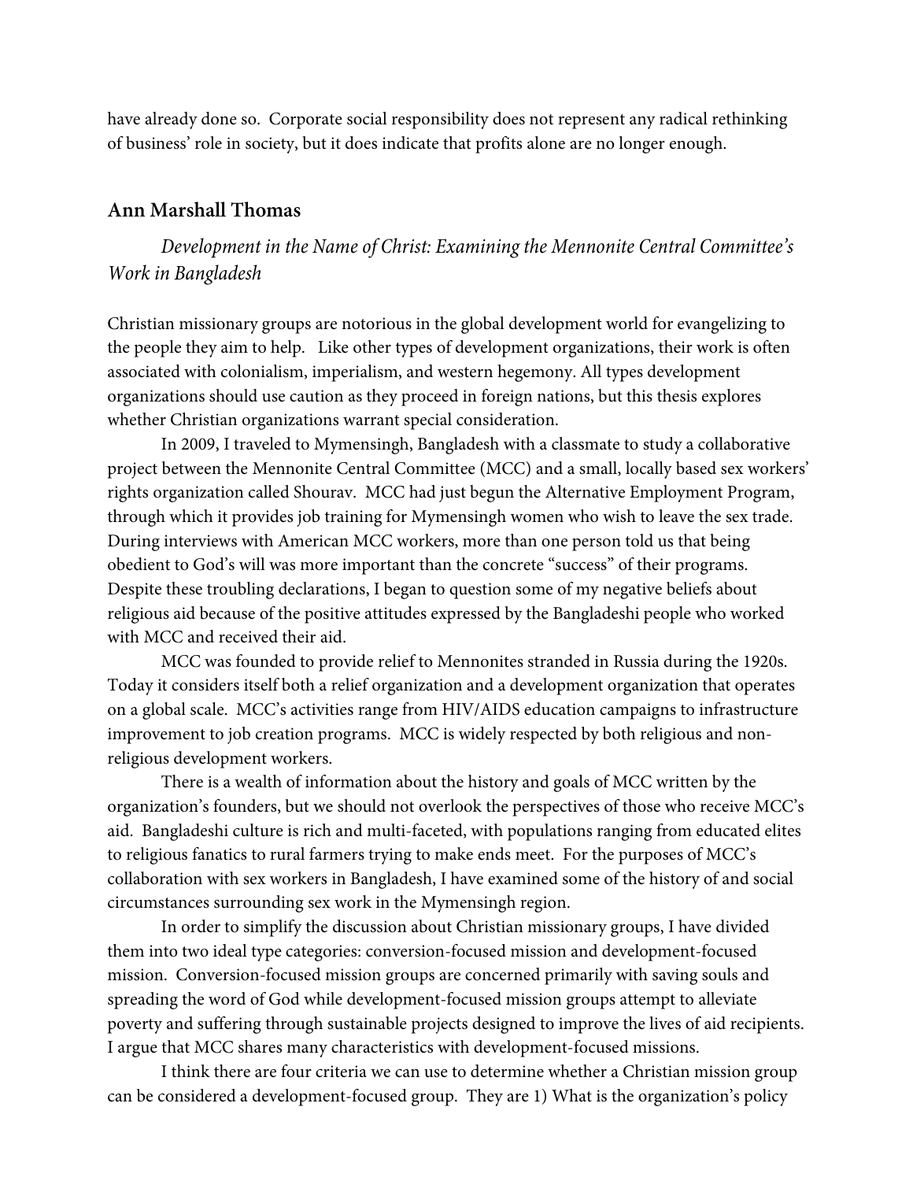have already done so. Corporate social responsibility does not represent any radical rethinking of business' role in society, but it does indicate that profits alone are no longer enough.

### Ann Marshall Thomas

*Development in the Name of Christ: Examining the Mennonite Central Committee's Work in Bangladesh*

Christian missionary groups are notorious in the global development world for evangelizing to the people they aim to help. Like other types of development organizations, their work is often associated with colonialism, imperialism, and western hegemony. All types development organizations should use caution as they proceed in foreign nations, but this thesis explores whether Christian organizations warrant special consideration.

In 2009, I traveled to Mymensingh, Bangladesh with a classmate to study a collaborative project between the Mennonite Central Committee (MCC) and a small, locally based sex workers' rights organization called Shourav. MCC had just begun the Alternative Employment Program, through which it provides job training for Mymensingh women who wish to leave the sex trade. During interviews with American MCC workers, more than one person told us that being obedient to God's will was more important than the concrete "success" of their programs. Despite these troubling declarations, I began to question some of my negative beliefs about religious aid because of the positive attitudes expressed by the Bangladeshi people who worked with MCC and received their aid.

MCC was founded to provide relief to Mennonites stranded in Russia during the 1920s. Today it considers itself both a relief organization and a development organization that operates on a global scale. MCC's activities range from HIV/AIDS education campaigns to infrastructure improvement to job creation programs. MCC is widely respected by both religious and non-religious development workers.

There is a wealth of information about the history and goals of MCC written by the organization's founders, but we should not overlook the perspectives of those who receive MCC's aid. Bangladeshi culture is rich and multi-faceted, with populations ranging from educated elites to religious fanatics to rural farmers trying to make ends meet. For the purposes of MCC's collaboration with sex workers in Bangladesh, I have examined some of the history of and social circumstances surrounding sex work in the Mymensingh region.

In order to simplify the discussion about Christian missionary groups, I have divided them into two ideal type categories: conversion-focused mission and development-focused mission. Conversion-focused mission groups are concerned primarily with saving souls and spreading the word of God while development-focused mission groups attempt to alleviate poverty and suffering through sustainable projects designed to improve the lives of aid recipients. I argue that MCC shares many characteristics with development-focused missions.

I think there are four criteria we can use to determine whether a Christian mission group can be considered a development-focused group. They are 1) What is the organization's policy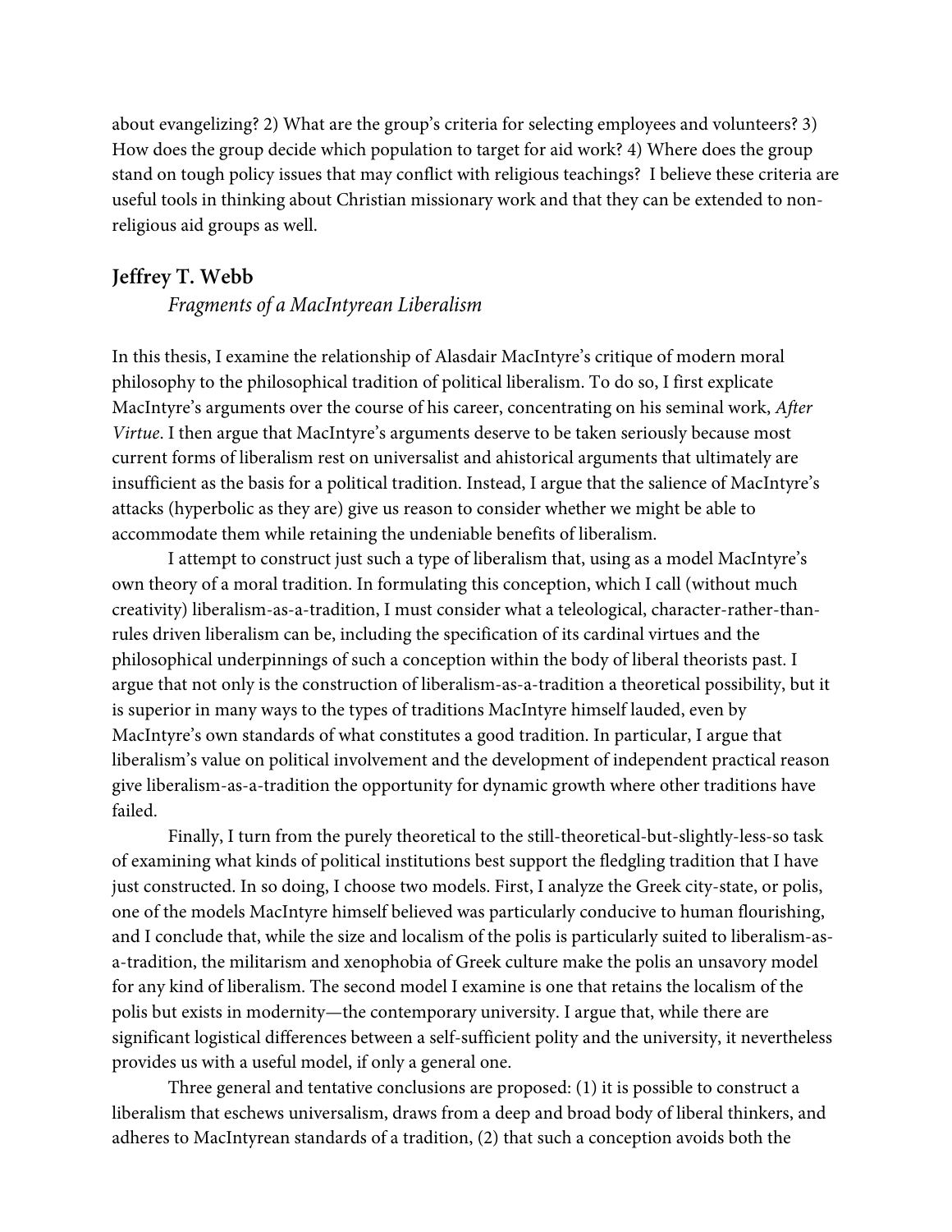about evangelizing? 2) What are the group's criteria for selecting employees and volunteers? 3) How does the group decide which population to target for aid work? 4) Where does the group stand on tough policy issues that may conflict with religious teachings? I believe these criteria are useful tools in thinking about Christian missionary work and that they can be extended to non-religious aid groups as well.

## Jeffrey T. Webb

*Fragments of a MacIntyrean Liberalism*

In this thesis, I examine the relationship of Alasdair MacIntyre's critique of modern moral philosophy to the philosophical tradition of political liberalism. To do so, I first explicate MacIntyre's arguments over the course of his career, concentrating on his seminal work, *After Virtue*. I then argue that MacIntyre's arguments deserve to be taken seriously because most current forms of liberalism rest on universalist and ahistorical arguments that ultimately are insufficient as the basis for a political tradition. Instead, I argue that the salience of MacIntyre's attacks (hyperbolic as they are) give us reason to consider whether we might be able to accommodate them while retaining the undeniable benefits of liberalism.

I attempt to construct just such a type of liberalism that, using as a model MacIntyre's own theory of a moral tradition. In formulating this conception, which I call (without much creativity) liberalism-as-a-tradition, I must consider what a teleological, character-rather-than-rules driven liberalism can be, including the specification of its cardinal virtues and the philosophical underpinnings of such a conception within the body of liberal theorists past. I argue that not only is the construction of liberalism-as-a-tradition a theoretical possibility, but it is superior in many ways to the types of traditions MacIntyre himself lauded, even by MacIntyre's own standards of what constitutes a good tradition. In particular, I argue that liberalism's value on political involvement and the development of independent practical reason give liberalism-as-a-tradition the opportunity for dynamic growth where other traditions have failed.

Finally, I turn from the purely theoretical to the still-theoretical-but-slightly-less-so task of examining what kinds of political institutions best support the fledgling tradition that I have just constructed. In so doing, I choose two models. First, I analyze the Greek city-state, or polis, one of the models MacIntyre himself believed was particularly conducive to human flourishing, and I conclude that, while the size and localism of the polis is particularly suited to liberalism-as-a-tradition, the militarism and xenophobia of Greek culture make the polis an unsavory model for any kind of liberalism. The second model I examine is one that retains the localism of the polis but exists in modernity—the contemporary university. I argue that, while there are significant logistical differences between a self-sufficient polity and the university, it nevertheless provides us with a useful model, if only a general one.

Three general and tentative conclusions are proposed: (1) it is possible to construct a liberalism that eschews universalism, draws from a deep and broad body of liberal thinkers, and adheres to MacIntyrean standards of a tradition, (2) that such a conception avoids both the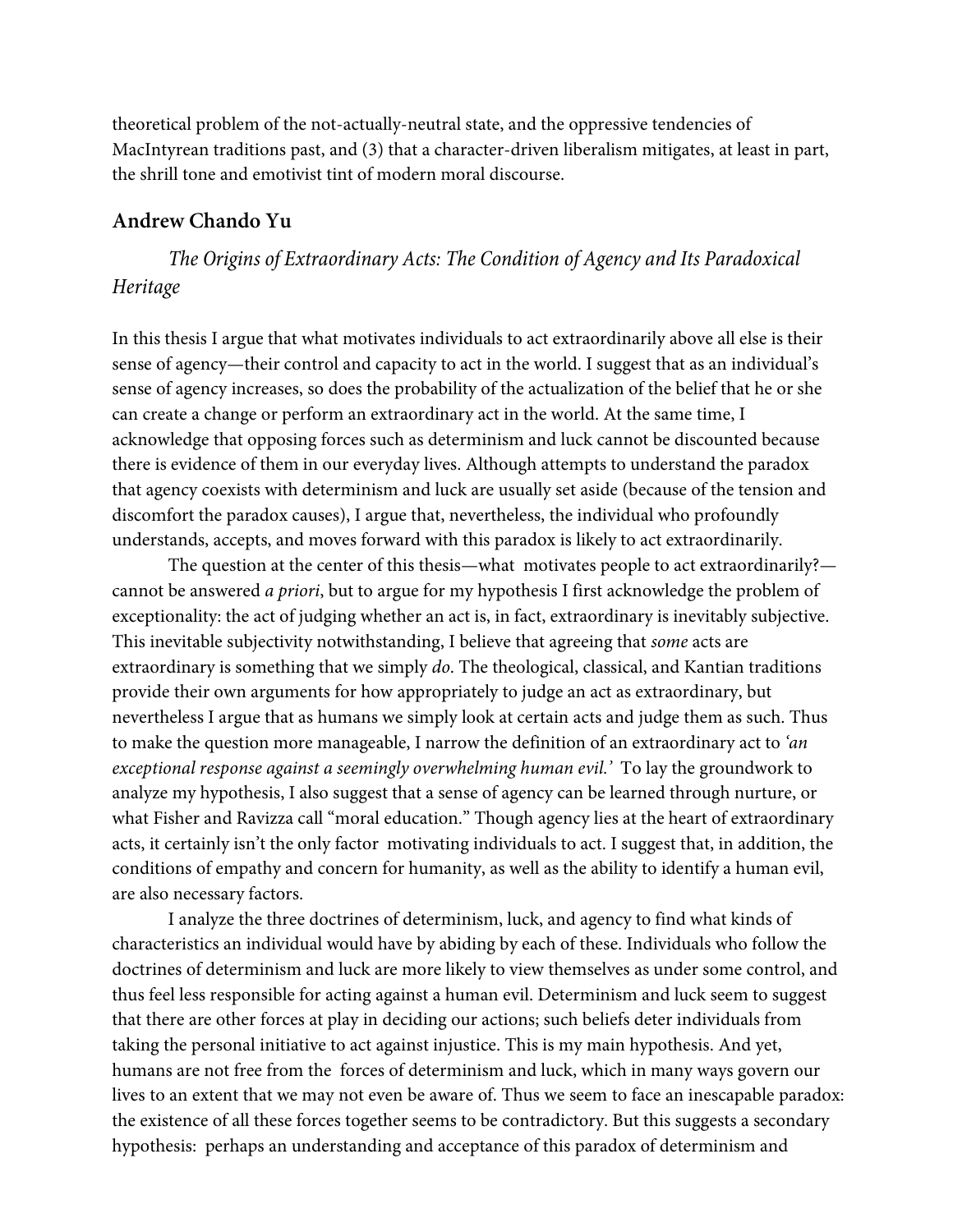theoretical problem of the not-actually-neutral state, and the oppressive tendencies of MacIntyrean traditions past, and (3) that a character-driven liberalism mitigates, at least in part, the shrill tone and emotivist tint of modern moral discourse.

## Andrew Chando Yu

*The Origins of Extraordinary Acts: The Condition of Agency and Its Paradoxical Heritage*

In this thesis I argue that what motivates individuals to act extraordinarily above all else is their sense of agency—their control and capacity to act in the world. I suggest that as an individual's sense of agency increases, so does the probability of the actualization of the belief that he or she can create a change or perform an extraordinary act in the world. At the same time, I acknowledge that opposing forces such as determinism and luck cannot be discounted because there is evidence of them in our everyday lives. Although attempts to understand the paradox that agency coexists with determinism and luck are usually set aside (because of the tension and discomfort the paradox causes), I argue that, nevertheless, the individual who profoundly understands, accepts, and moves forward with this paradox is likely to act extraordinarily.

The question at the center of this thesis—what motivates people to act extraordinarily?—cannot be answered *a priori*, but to argue for my hypothesis I first acknowledge the problem of exceptionality: the act of judging whether an act is, in fact, extraordinary is inevitably subjective. This inevitable subjectivity notwithstanding, I believe that agreeing that *some* acts are extraordinary is something that we simply *do*. The theological, classical, and Kantian traditions provide their own arguments for how appropriately to judge an act as extraordinary, but nevertheless I argue that as humans we simply look at certain acts and judge them as such. Thus to make the question more manageable, I narrow the definition of an extraordinary act to *'an exceptional response against a seemingly overwhelming human evil.'* To lay the groundwork to analyze my hypothesis, I also suggest that a sense of agency can be learned through nurture, or what Fisher and Ravizza call "moral education." Though agency lies at the heart of extraordinary acts, it certainly isn't the only factor motivating individuals to act. I suggest that, in addition, the conditions of empathy and concern for humanity, as well as the ability to identify a human evil, are also necessary factors.

I analyze the three doctrines of determinism, luck, and agency to find what kinds of characteristics an individual would have by abiding by each of these. Individuals who follow the doctrines of determinism and luck are more likely to view themselves as under some control, and thus feel less responsible for acting against a human evil. Determinism and luck seem to suggest that there are other forces at play in deciding our actions; such beliefs deter individuals from taking the personal initiative to act against injustice. This is my main hypothesis. And yet, humans are not free from the forces of determinism and luck, which in many ways govern our lives to an extent that we may not even be aware of. Thus we seem to face an inescapable paradox: the existence of all these forces together seems to be contradictory. But this suggests a secondary hypothesis: perhaps an understanding and acceptance of this paradox of determinism and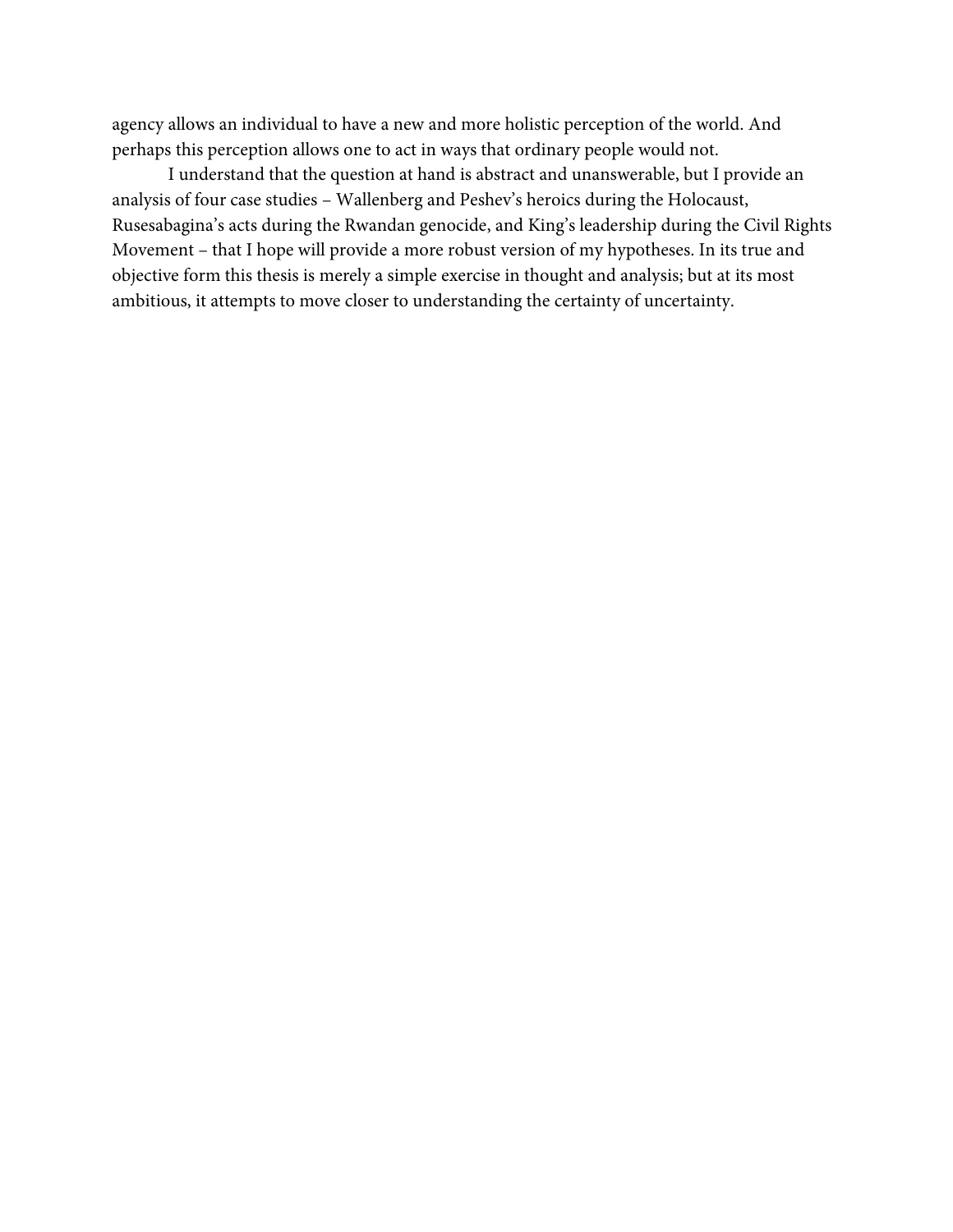agency allows an individual to have a new and more holistic perception of the world. And perhaps this perception allows one to act in ways that ordinary people would not.

I understand that the question at hand is abstract and unanswerable, but I provide an analysis of four case studies – Wallenberg and Peshev's heroics during the Holocaust, Rusesabagina's acts during the Rwandan genocide, and King's leadership during the Civil Rights Movement – that I hope will provide a more robust version of my hypotheses. In its true and objective form this thesis is merely a simple exercise in thought and analysis; but at its most ambitious, it attempts to move closer to understanding the certainty of uncertainty.